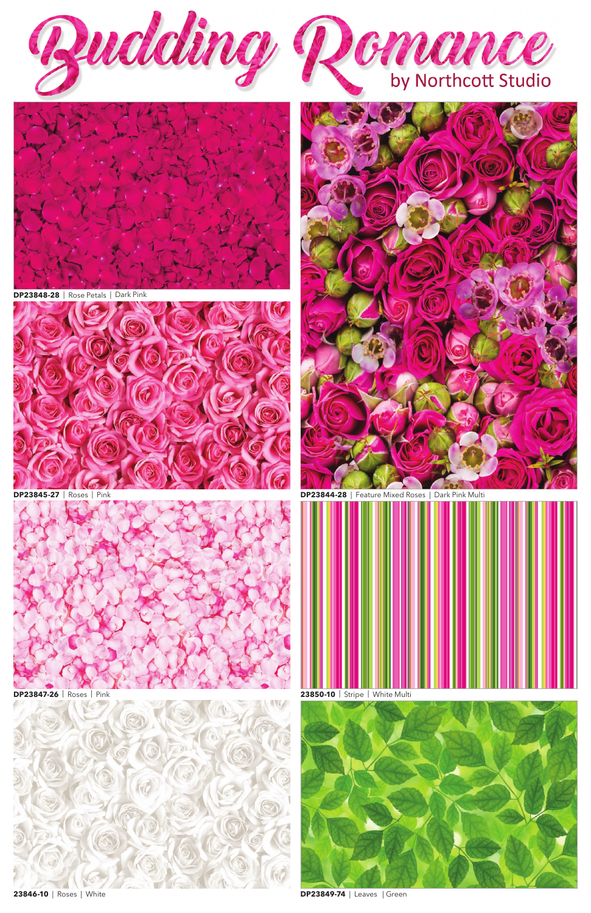# Budding Romance

by Northcott Studio

**DP23848-28** | Rose Petals | Dark Pink

**DP23845-27** | Roses | Pink

**DP23844-28** | Feature Mixed Roses | Dark Pink Multi

**DP23847-26** | Roses | Pink

**23850-10** | Stripe | White Multi

**23846-10** | Roses | White

**DP23849-74** | Leaves | Green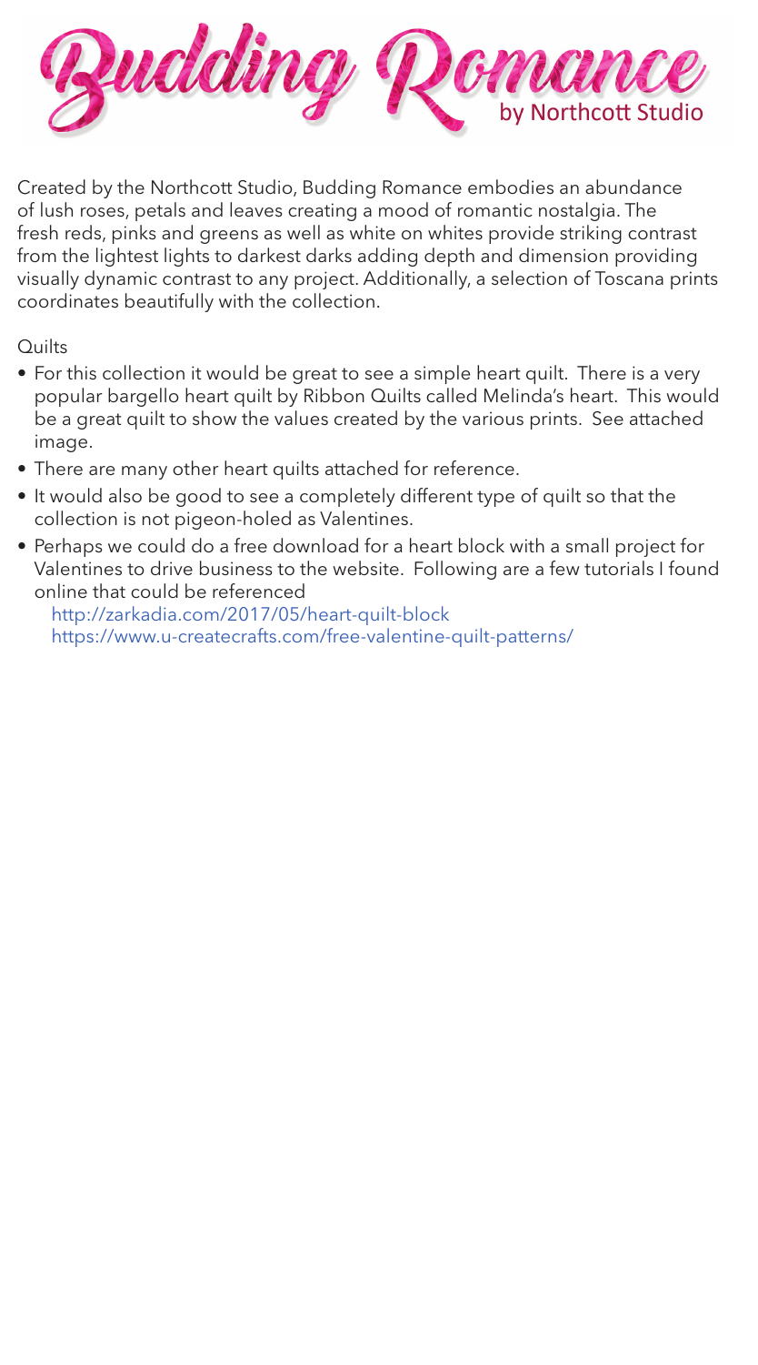# Budding Romance

by Northcott Studio

Created by the Northcott Studio, Budding Romance embodies an abundance of lush roses, petals and leaves creating a mood of romantic nostalgia. The fresh reds, pinks and greens as well as white on whites provide striking contrast from the lightest lights to darkest darks adding depth and dimension providing visually dynamic contrast to any project. Additionally, a selection of Toscana prints coordinates beautifully with the collection.

Quilts

- For this collection it would be great to see a simple heart quilt. There is a very popular bargello heart quilt by Ribbon Quilts called Melinda's heart. This would be a great quilt to show the values created by the various prints. See attached image.
- There are many other heart quilts attached for reference.
- It would also be good to see a completely different type of quilt so that the collection is not pigeon-holed as Valentines.
- Perhaps we could do a free download for a heart block with a small project for Valentines to drive business to the website. Following are a few tutorials I found online that could be referenced
  http://zarkadia.com/2017/05/heart-quilt-block
  https://www.u-createcrafts.com/free-valentine-quilt-patterns/